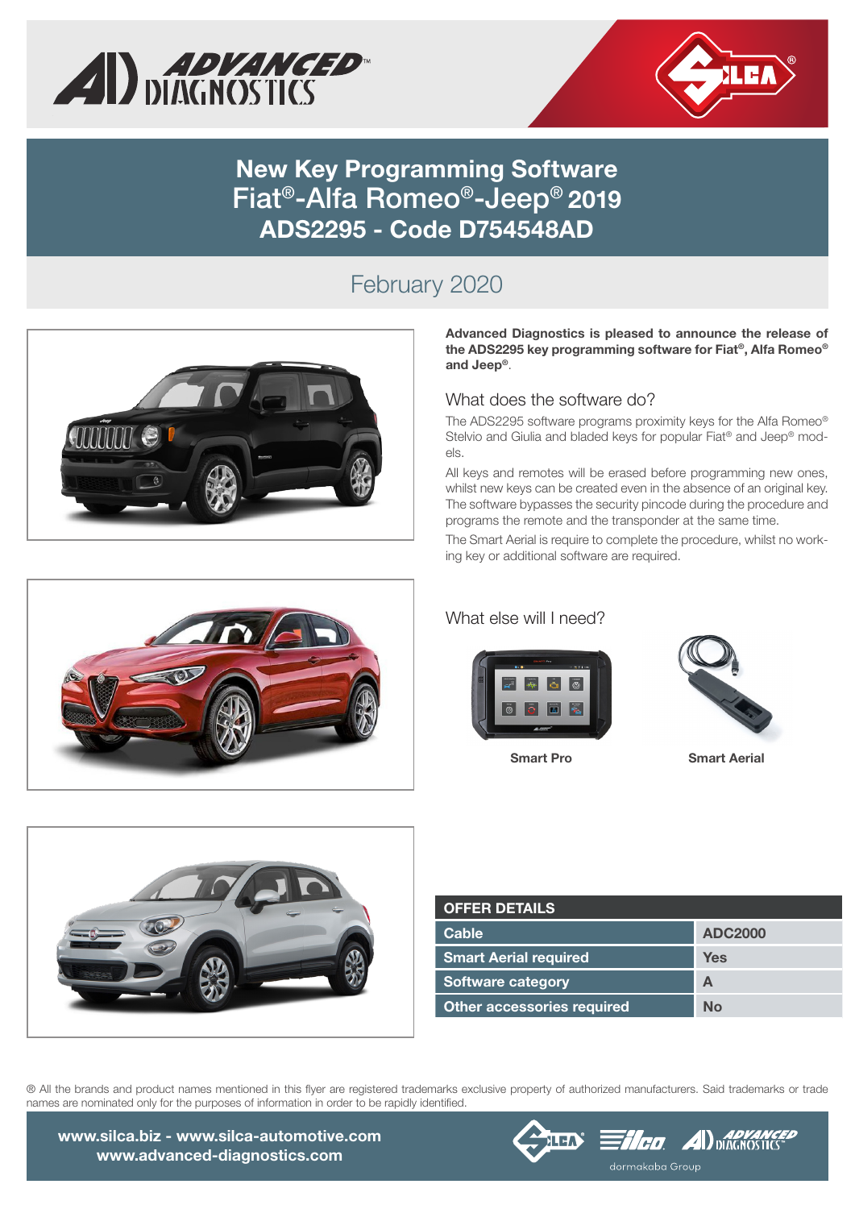# New Key Programming Software Fiat®-Alfa Romeo®-Jeep® 2019 ADS2295 - Code D754548AD

## February 2020

**Advanced Diagnostics is pleased to announce the release of the ADS2295 key programming software for Fiat®, Alfa Romeo® and Jeep®.**

### What does the software do?

The ADS2295 software programs proximity keys for the Alfa Romeo® Stelvio and Giulia and bladed keys for popular Fiat® and Jeep® models.

All keys and remotes will be erased before programming new ones, whilst new keys can be created even in the absence of an original key. The software bypasses the security pincode during the procedure and programs the remote and the transponder at the same time.

The Smart Aerial is require to complete the procedure, whilst no working key or additional software are required.

### What else will I need?

Smart Pro

Smart Aerial

| OFFER DETAILS | |
|---|---|
| Cable | ADC2000 |
| Smart Aerial required | Yes |
| Software category | A |
| Other accessories required | No |

® All the brands and product names mentioned in this flyer are registered trademarks exclusive property of authorized manufacturers. Said trademarks or trade names are nominated only for the purposes of information in order to be rapidly identified.

www.silca.biz - www.silca-automotive.com
www.advanced-diagnostics.com

dormakaba Group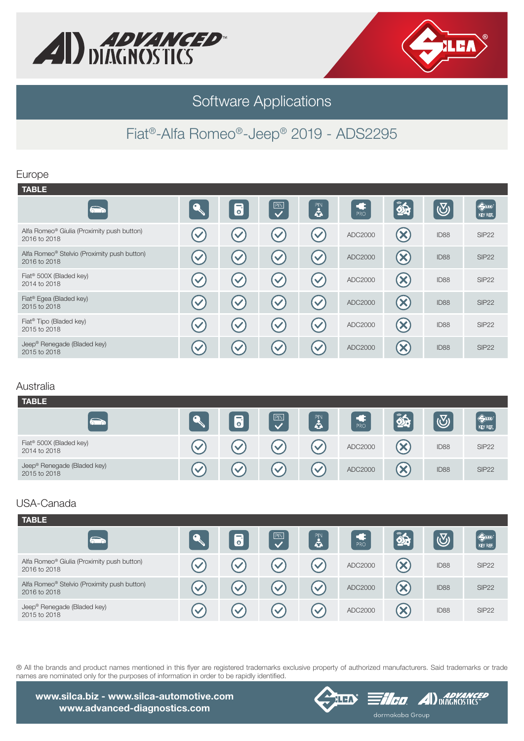# Software Applications

## Fiat®-Alfa Romeo®-Jeep® 2019 - ADS2295

### Europe

**TABLE**

| | | | | | | | | |
|---|---|---|---|---|---|---|---|---|
| Alfa Romeo® Giulia (Proximity push button)<br>2016 to 2018 | ✓ | ✓ | ✓ | ✓ | ADC2000 | ✗ | ID88 | SIP22 |
| Alfa Romeo® Stelvio (Proximity push button)<br>2016 to 2018 | ✓ | ✓ | ✓ | ✓ | ADC2000 | ✗ | ID88 | SIP22 |
| Fiat® 500X (Bladed key)<br>2014 to 2018 | ✓ | ✓ | ✓ | ✓ | ADC2000 | ✗ | ID88 | SIP22 |
| Fiat® Egea (Bladed key)<br>2015 to 2018 | ✓ | ✓ | ✓ | ✓ | ADC2000 | ✗ | ID88 | SIP22 |
| Fiat® Tipo (Bladed key)<br>2015 to 2018 | ✓ | ✓ | ✓ | ✓ | ADC2000 | ✗ | ID88 | SIP22 |
| Jeep® Renegade (Bladed key)<br>2015 to 2018 | ✓ | ✓ | ✓ | ✓ | ADC2000 | ✗ | ID88 | SIP22 |

### Australia

**TABLE**

| | | | | | | | | |
|---|---|---|---|---|---|---|---|---|
| Fiat® 500X (Bladed key)<br>2014 to 2018 | ✓ | ✓ | ✓ | ✓ | ADC2000 | ✗ | ID88 | SIP22 |
| Jeep® Renegade (Bladed key)<br>2015 to 2018 | ✓ | ✓ | ✓ | ✓ | ADC2000 | ✗ | ID88 | SIP22 |

### USA-Canada

**TABLE**

| | | | | | | | | |
|---|---|---|---|---|---|---|---|---|
| Alfa Romeo® Giulia (Proximity push button)<br>2016 to 2018 | ✓ | ✓ | ✓ | ✓ | ADC2000 | ✗ | ID88 | SIP22 |
| Alfa Romeo® Stelvio (Proximity push button)<br>2016 to 2018 | ✓ | ✓ | ✓ | ✓ | ADC2000 | ✗ | ID88 | SIP22 |
| Jeep® Renegade (Bladed key)<br>2015 to 2018 | ✓ | ✓ | ✓ | ✓ | ADC2000 | ✗ | ID88 | SIP22 |

® All the brands and product names mentioned in this flyer are registered trademarks exclusive property of authorized manufacturers. Said trademarks or trade names are nominated only for the purposes of information in order to be rapidly identified.

**www.silca.biz - www.silca-automotive.com**
**www.advanced-diagnostics.com**

dormakaba Group